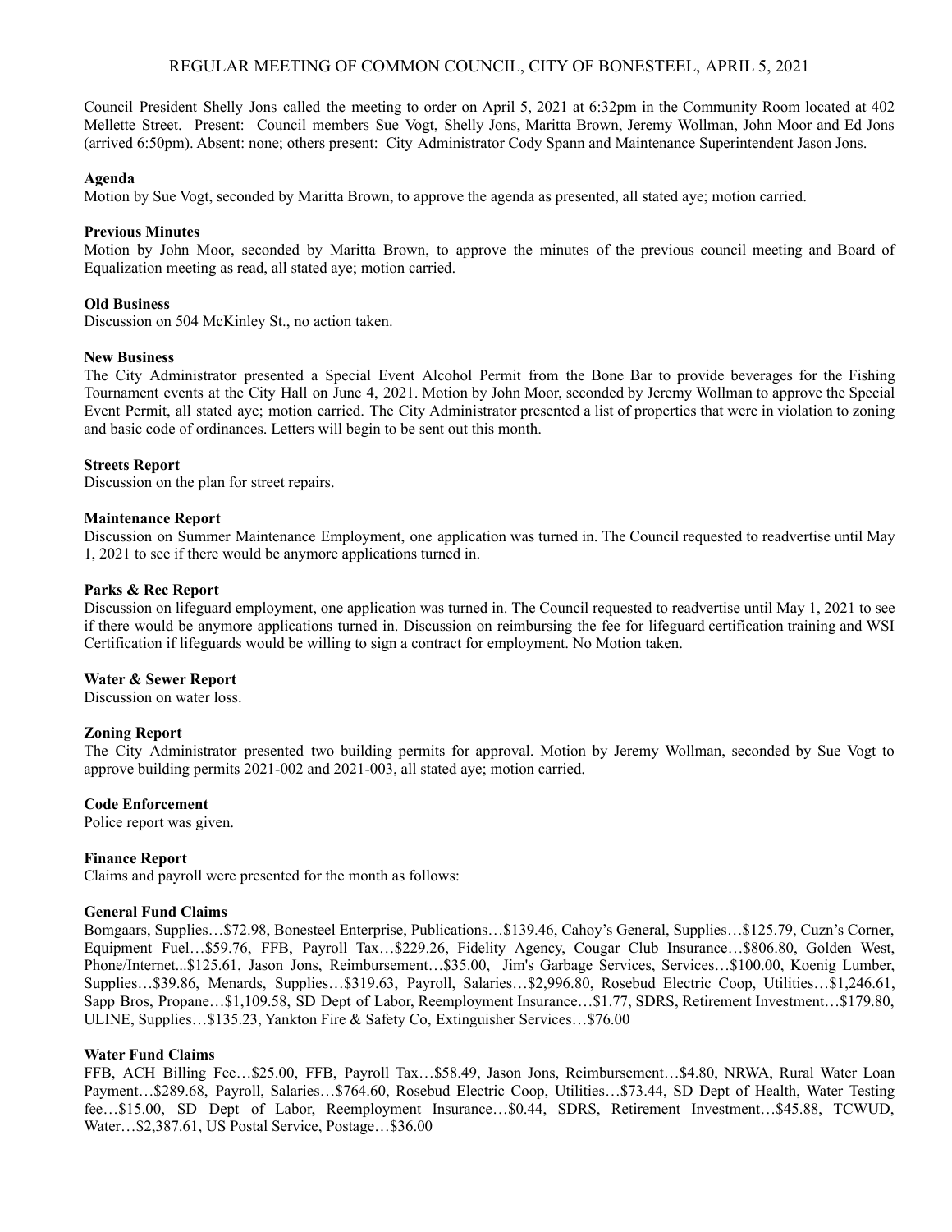# REGULAR MEETING OF COMMON COUNCIL, CITY OF BONESTEEL, APRIL 5, 2021

Council President Shelly Jons called the meeting to order on April 5, 2021 at 6:32pm in the Community Room located at 402 Mellette Street. Present: Council members Sue Vogt, Shelly Jons, Maritta Brown, Jeremy Wollman, John Moor and Ed Jons (arrived 6:50pm). Absent: none; others present: City Administrator Cody Spann and Maintenance Superintendent Jason Jons.

**Agenda**
Motion by Sue Vogt, seconded by Maritta Brown, to approve the agenda as presented, all stated aye; motion carried.

**Previous Minutes**
Motion by John Moor, seconded by Maritta Brown, to approve the minutes of the previous council meeting and Board of Equalization meeting as read, all stated aye; motion carried.

**Old Business**
Discussion on 504 McKinley St., no action taken.

**New Business**
The City Administrator presented a Special Event Alcohol Permit from the Bone Bar to provide beverages for the Fishing Tournament events at the City Hall on June 4, 2021. Motion by John Moor, seconded by Jeremy Wollman to approve the Special Event Permit, all stated aye; motion carried. The City Administrator presented a list of properties that were in violation to zoning and basic code of ordinances. Letters will begin to be sent out this month.

**Streets Report**
Discussion on the plan for street repairs.

**Maintenance Report**
Discussion on Summer Maintenance Employment, one application was turned in. The Council requested to readvertise until May 1, 2021 to see if there would be anymore applications turned in.

**Parks & Rec Report**
Discussion on lifeguard employment, one application was turned in. The Council requested to readvertise until May 1, 2021 to see if there would be anymore applications turned in. Discussion on reimbursing the fee for lifeguard certification training and WSI Certification if lifeguards would be willing to sign a contract for employment. No Motion taken.

**Water & Sewer Report**
Discussion on water loss.

**Zoning Report**
The City Administrator presented two building permits for approval. Motion by Jeremy Wollman, seconded by Sue Vogt to approve building permits 2021-002 and 2021-003, all stated aye; motion carried.

**Code Enforcement**
Police report was given.

**Finance Report**
Claims and payroll were presented for the month as follows:

**General Fund Claims**
Bomgaars, Supplies…$72.98, Bonesteel Enterprise, Publications…$139.46, Cahoy's General, Supplies…$125.79, Cuzn's Corner, Equipment Fuel…$59.76, FFB, Payroll Tax…$229.26, Fidelity Agency, Cougar Club Insurance…$806.80, Golden West, Phone/Internet...$125.61, Jason Jons, Reimbursement…$35.00, Jim's Garbage Services, Services…$100.00, Koenig Lumber, Supplies…$39.86, Menards, Supplies…$319.63, Payroll, Salaries…$2,996.80, Rosebud Electric Coop, Utilities…$1,246.61, Sapp Bros, Propane…$1,109.58, SD Dept of Labor, Reemployment Insurance…$1.77, SDRS, Retirement Investment…$179.80, ULINE, Supplies…$135.23, Yankton Fire & Safety Co, Extinguisher Services…$76.00

**Water Fund Claims**
FFB, ACH Billing Fee…$25.00, FFB, Payroll Tax…$58.49, Jason Jons, Reimbursement…$4.80, NRWA, Rural Water Loan Payment…$289.68, Payroll, Salaries…$764.60, Rosebud Electric Coop, Utilities…$73.44, SD Dept of Health, Water Testing fee…$15.00, SD Dept of Labor, Reemployment Insurance…$0.44, SDRS, Retirement Investment…$45.88, TCWUD, Water…$2,387.61, US Postal Service, Postage…$36.00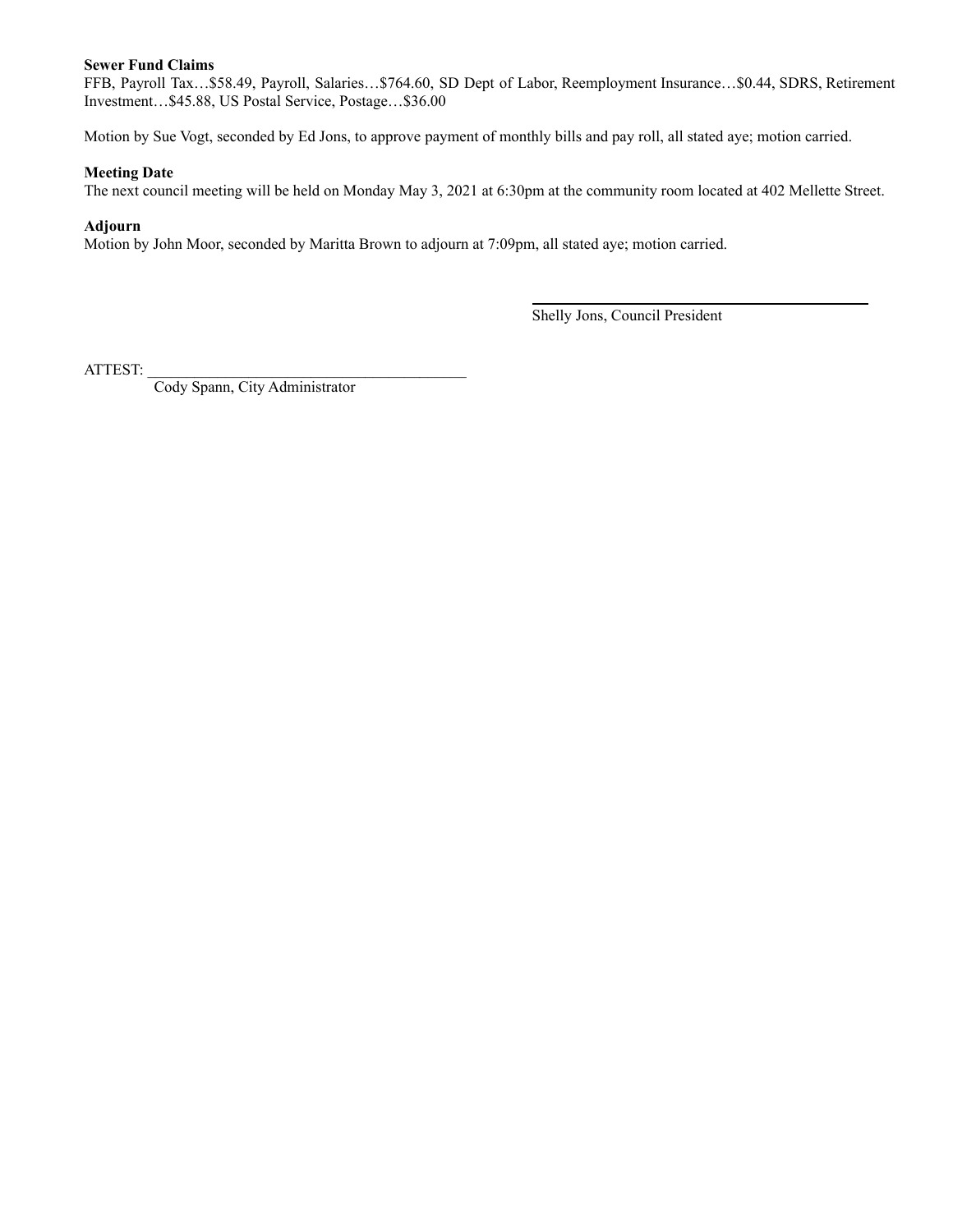**Sewer Fund Claims**

FFB, Payroll Tax…$58.49, Payroll, Salaries…$764.60, SD Dept of Labor, Reemployment Insurance…$0.44, SDRS, Retirement Investment…$45.88, US Postal Service, Postage…$36.00

Motion by Sue Vogt, seconded by Ed Jons, to approve payment of monthly bills and pay roll, all stated aye; motion carried.

**Meeting Date**

The next council meeting will be held on Monday May 3, 2021 at 6:30pm at the community room located at 402 Mellette Street.

**Adjourn**

Motion by John Moor, seconded by Maritta Brown to adjourn at 7:09pm, all stated aye; motion carried.

\_\_\_\_\_\_\_\_\_\_\_\_\_\_\_\_\_\_\_\_\_\_\_\_\_\_\_\_\_\_\_\_\_\_\_\_\_\_\_\_\_\_

Shelly Jons, Council President

ATTEST: \_\_\_\_\_\_\_\_\_\_\_\_\_\_\_\_\_\_\_\_\_\_\_\_\_\_\_\_\_\_\_\_\_\_\_\_\_\_\_\_\_\_

Cody Spann, City Administrator